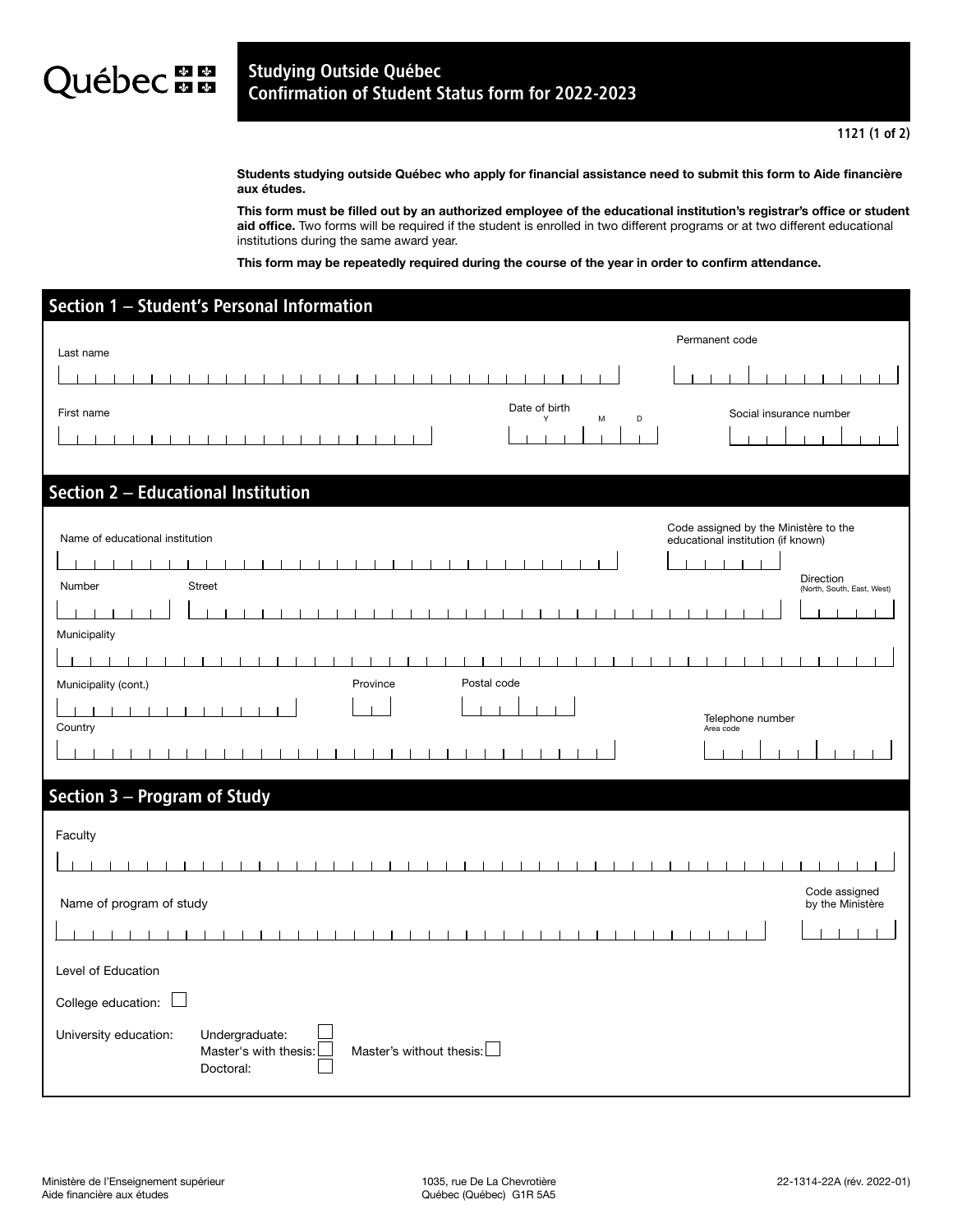Québec

# Studying Outside Québec
# Confirmation of Student Status form for 2022-2023

1121 (1 of 2)

**Students studying outside Québec who apply for financial assistance need to submit this form to Aide financière aux études.**

**This form must be filled out by an authorized employee of the educational institution's registrar's office or student aid office.** Two forms will be required if the student is enrolled in two different programs or at two different educational institutions during the same award year.

**This form may be repeatedly required during the course of the year in order to confirm attendance.**

## Section 1 – Student's Personal Information

Last name

Permanent code

First name

Date of birth (Y M D)

Social insurance number

## Section 2 – Educational Institution

Name of educational institution

Code assigned by the Ministère to the educational institution (if known)

Number

Street

Direction (North, South, East, West)

Municipality

Municipality (cont.)

Province

Postal code

Country

Telephone number (Area code)

## Section 3 – Program of Study

Faculty

Name of program of study

Code assigned by the Ministère

Level of Education

College education: ☐

University education:
- Undergraduate: ☐
- Master's with thesis: ☐
- Master's without thesis: ☐
- Doctoral: ☐

Ministère de l'Enseignement supérieur
Aide financière aux études

1035, rue De La Chevrotière
Québec (Québec) G1R 5A5

22-1314-22A (rév. 2022-01)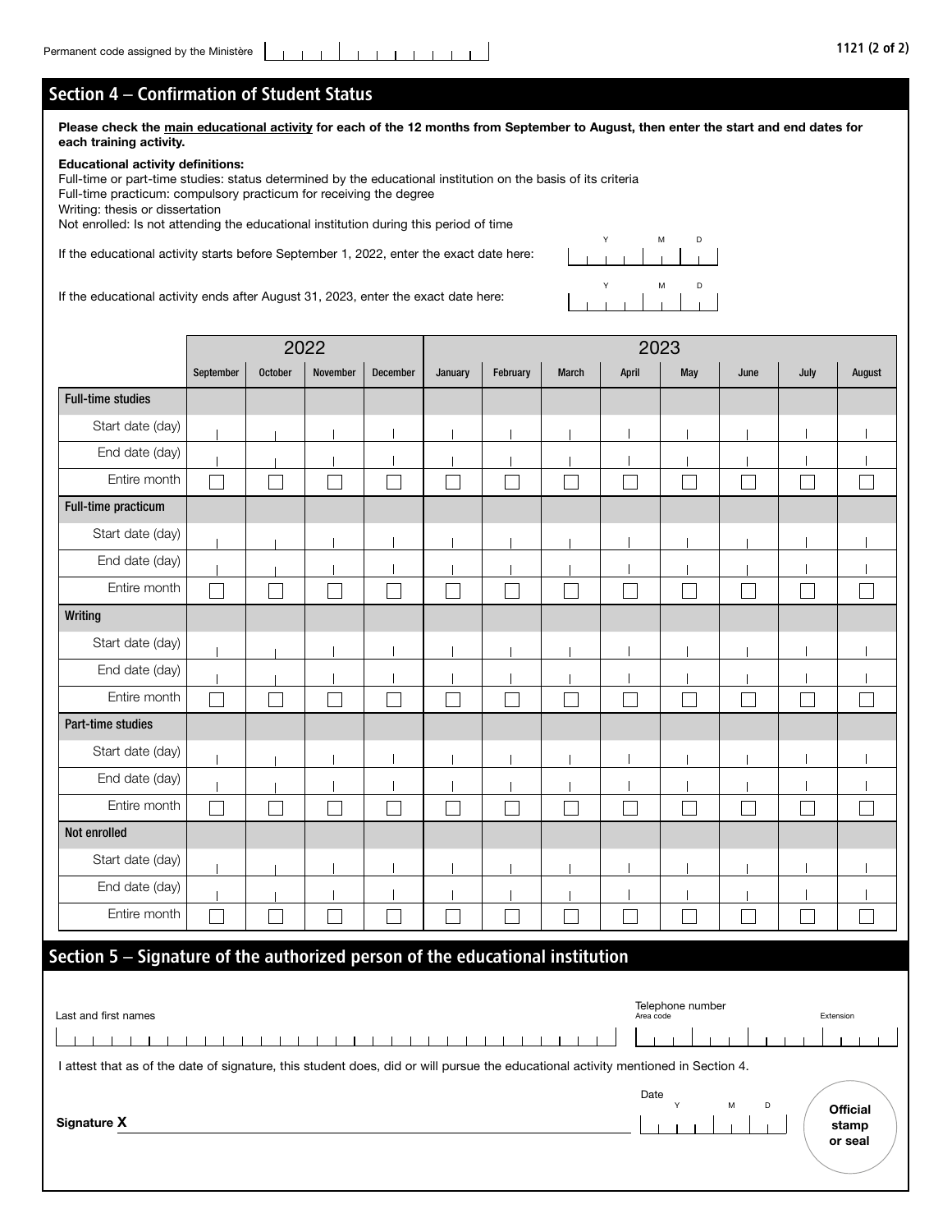Permanent code assigned by the Ministère

## Section 4 – Confirmation of Student Status

**Please check the main educational activity for each of the 12 months from September to August, then enter the start and end dates for each training activity.**

**Educational activity definitions:**

Full-time or part-time studies: status determined by the educational institution on the basis of its criteria

Full-time practicum: compulsory practicum for receiving the degree

Writing: thesis or dissertation

Not enrolled: Is not attending the educational institution during this period of time

If the educational activity starts before September 1, 2022, enter the exact date here: Y M D

If the educational activity ends after August 31, 2023, enter the exact date here: Y M D

| | 2022 | | | | 2023 | | | | | | | |
|---|---|---|---|---|---|---|---|---|---|---|---|---|
| | September | October | November | December | January | February | March | April | May | June | July | August |
| **Full-time studies** | | | | | | | | | | | | |
| Start date (day) | | | | | | | | | | | | |
| End date (day) | | | | | | | | | | | | |
| Entire month | ☐ | ☐ | ☐ | ☐ | ☐ | ☐ | ☐ | ☐ | ☐ | ☐ | ☐ | ☐ |
| **Full-time practicum** | | | | | | | | | | | | |
| Start date (day) | | | | | | | | | | | | |
| End date (day) | | | | | | | | | | | | |
| Entire month | ☐ | ☐ | ☐ | ☐ | ☐ | ☐ | ☐ | ☐ | ☐ | ☐ | ☐ | ☐ |
| **Writing** | | | | | | | | | | | | |
| Start date (day) | | | | | | | | | | | | |
| End date (day) | | | | | | | | | | | | |
| Entire month | ☐ | ☐ | ☐ | ☐ | ☐ | ☐ | ☐ | ☐ | ☐ | ☐ | ☐ | ☐ |
| **Part-time studies** | | | | | | | | | | | | |
| Start date (day) | | | | | | | | | | | | |
| End date (day) | | | | | | | | | | | | |
| Entire month | ☐ | ☐ | ☐ | ☐ | ☐ | ☐ | ☐ | ☐ | ☐ | ☐ | ☐ | ☐ |
| **Not enrolled** | | | | | | | | | | | | |
| Start date (day) | | | | | | | | | | | | |
| End date (day) | | | | | | | | | | | | |
| Entire month | ☐ | ☐ | ☐ | ☐ | ☐ | ☐ | ☐ | ☐ | ☐ | ☐ | ☐ | ☐ |

## Section 5 – Signature of the authorized person of the educational institution

Last and first names

Telephone number
Area code Extension

I attest that as of the date of signature, this student does, did or will pursue the educational activity mentioned in Section 4.

**Signature X**

Date
Y M D

**Official stamp or seal**